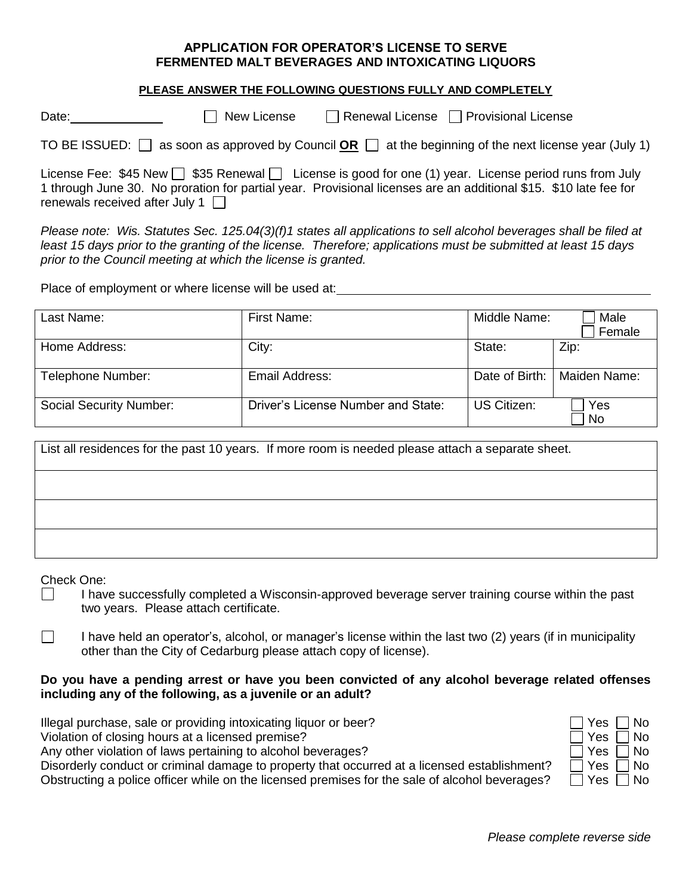# APPLICATION FOR OPERATOR'S LICENSE TO SERVE FERMENTED MALT BEVERAGES AND INTOXICATING LIQUORS

**PLEASE ANSWER THE FOLLOWING QUESTIONS FULLY AND COMPLETELY**

Date: ____________ ☐ New License ☐ Renewal License ☐ Provisional License

TO BE ISSUED: ☐ as soon as approved by Council **OR** ☐ at the beginning of the next license year (July 1)

License Fee: $45 New ☐ $35 Renewal ☐ License is good for one (1) year. License period runs from July 1 through June 30. No proration for partial year. Provisional licenses are an additional $15. $10 late fee for renewals received after July 1 ☐

*Please note: Wis. Statutes Sec. 125.04(3)(f)1 states all applications to sell alcohol beverages shall be filed at least 15 days prior to the granting of the license. Therefore; applications must be submitted at least 15 days prior to the Council meeting at which the license is granted.*

Place of employment or where license will be used at: ________________________________________

| Last Name: | First Name: | Middle Name: | ☐ Male ☐ Female |
|---|---|---|---|
| Home Address: | City: | State: | Zip: |
| Telephone Number: | Email Address: | Date of Birth: | Maiden Name: |
| Social Security Number: | Driver's License Number and State: | US Citizen: | ☐ Yes ☐ No |

| List all residences for the past 10 years. If more room is needed please attach a separate sheet. |
|---|
| |
| |
| |

Check One:

☐ I have successfully completed a Wisconsin-approved beverage server training course within the past two years. Please attach certificate.

☐ I have held an operator's, alcohol, or manager's license within the last two (2) years (if in municipality other than the City of Cedarburg please attach copy of license).

**Do you have a pending arrest or have you been convicted of any alcohol beverage related offenses including any of the following, as a juvenile or an adult?**

| | |
|---|---|
| Illegal purchase, sale or providing intoxicating liquor or beer? | ☐ Yes ☐ No |
| Violation of closing hours at a licensed premise? | ☐ Yes ☐ No |
| Any other violation of laws pertaining to alcohol beverages? | ☐ Yes ☐ No |
| Disorderly conduct or criminal damage to property that occurred at a licensed establishment? | ☐ Yes ☐ No |
| Obstructing a police officer while on the licensed premises for the sale of alcohol beverages? | ☐ Yes ☐ No |

*Please complete reverse side*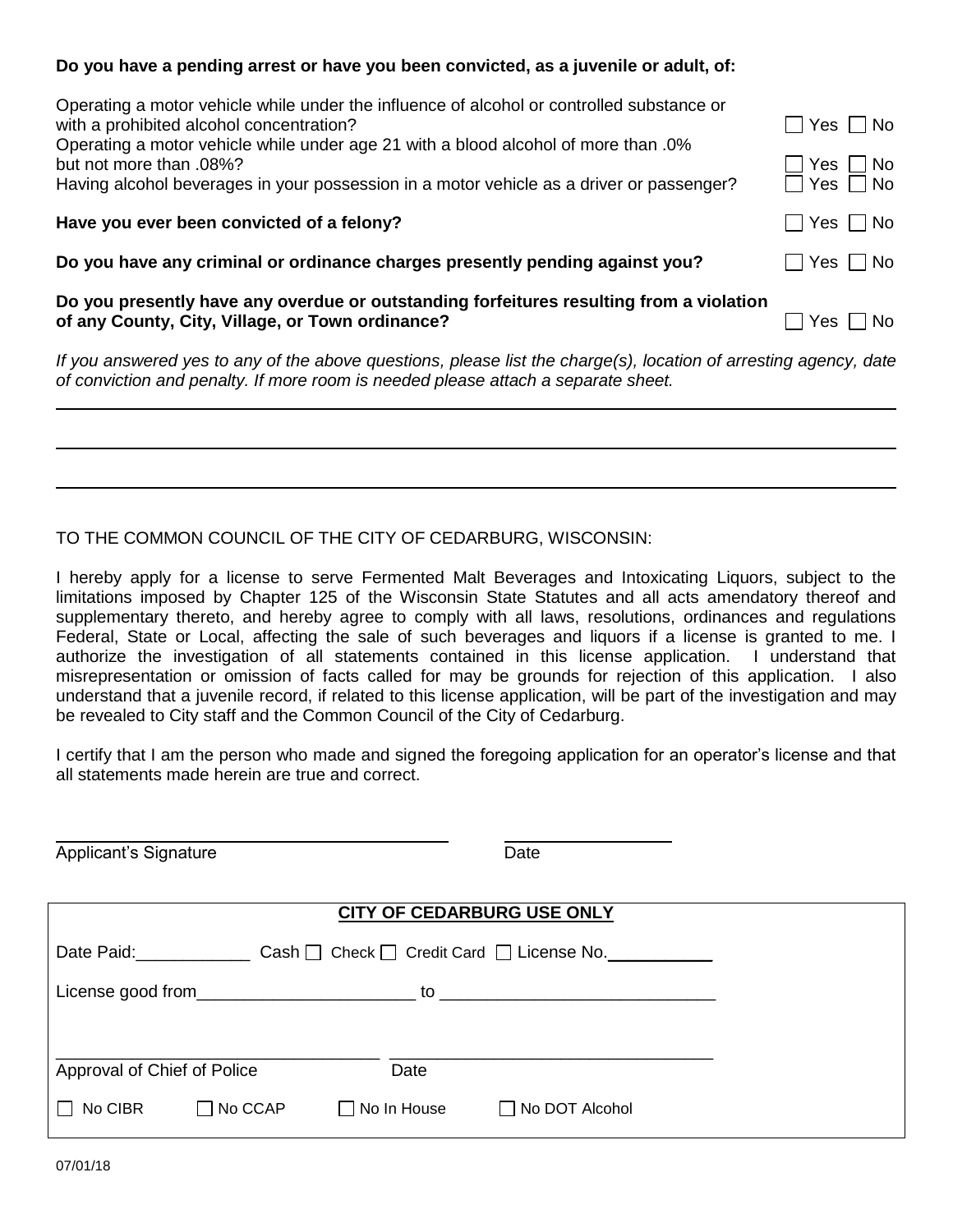**Do you have a pending arrest or have you been convicted, as a juvenile or adult, of:**

Operating a motor vehicle while under the influence of alcohol or controlled substance or with a prohibited alcohol concentration? ☐ Yes ☐ No

Operating a motor vehicle while under age 21 with a blood alcohol of more than .0% but not more than .08%? ☐ Yes ☐ No

Having alcohol beverages in your possession in a motor vehicle as a driver or passenger? ☐ Yes ☐ No

**Have you ever been convicted of a felony?** ☐ Yes ☐ No

**Do you have any criminal or ordinance charges presently pending against you?** ☐ Yes ☐ No

**Do you presently have any overdue or outstanding forfeitures resulting from a violation of any County, City, Village, or Town ordinance?** ☐ Yes ☐ No

*If you answered yes to any of the above questions, please list the charge(s), location of arresting agency, date of conviction and penalty. If more room is needed please attach a separate sheet.*

______________________________________________________________________

______________________________________________________________________

______________________________________________________________________

TO THE COMMON COUNCIL OF THE CITY OF CEDARBURG, WISCONSIN:

I hereby apply for a license to serve Fermented Malt Beverages and Intoxicating Liquors, subject to the limitations imposed by Chapter 125 of the Wisconsin State Statutes and all acts amendatory thereof and supplementary thereto, and hereby agree to comply with all laws, resolutions, ordinances and regulations Federal, State or Local, affecting the sale of such beverages and liquors if a license is granted to me. I authorize the investigation of all statements contained in this license application. I understand that misrepresentation or omission of facts called for may be grounds for rejection of this application. I also understand that a juvenile record, if related to this license application, will be part of the investigation and may be revealed to City staff and the Common Council of the City of Cedarburg.

I certify that I am the person who made and signed the foregoing application for an operator's license and that all statements made herein are true and correct.

______________________________ ______________

Applicant's Signature Date

**CITY OF CEDARBURG USE ONLY**

Date Paid:____________ Cash ☐ Check ☐ Credit Card ☐ License No.___________

License good from______________________ to ____________________________

______________________________ ______________________________

Approval of Chief of Police Date

☐ No CIBR ☐ No CCAP ☐ No In House ☐ No DOT Alcohol

07/01/18